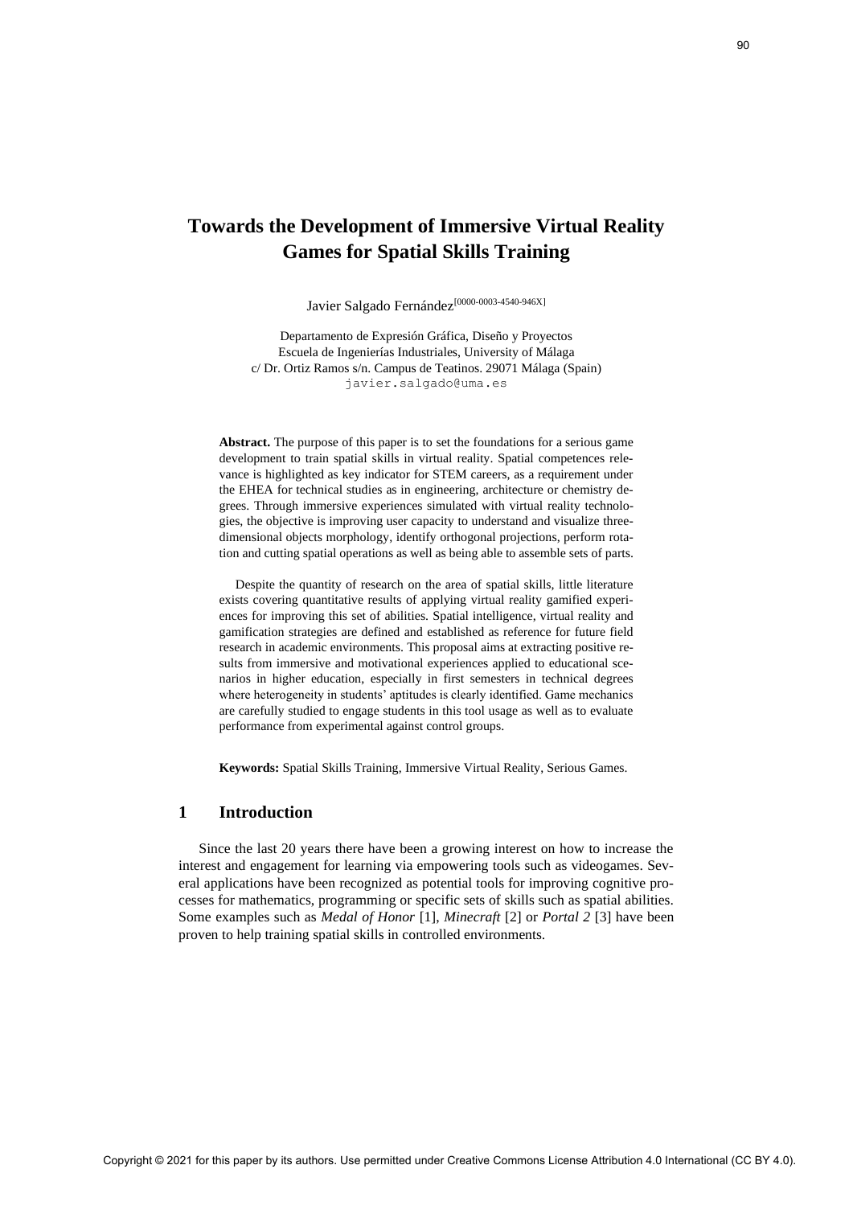# Towards the Development of Immersive Virtual Reality Games for Spatial Skills Training

Javier Salgado Fernández[0000-0003-4540-946X]

Departamento de Expresión Gráfica, Diseño y Proyectos
Escuela de Ingenierías Industriales, University of Málaga
c/ Dr. Ortiz Ramos s/n. Campus de Teatinos. 29071 Málaga (Spain)
javier.salgado@uma.es

**Abstract.** The purpose of this paper is to set the foundations for a serious game development to train spatial skills in virtual reality. Spatial competences relevance is highlighted as key indicator for STEM careers, as a requirement under the EHEA for technical studies as in engineering, architecture or chemistry degrees. Through immersive experiences simulated with virtual reality technologies, the objective is improving user capacity to understand and visualize three-dimensional objects morphology, identify orthogonal projections, perform rotation and cutting spatial operations as well as being able to assemble sets of parts.

Despite the quantity of research on the area of spatial skills, little literature exists covering quantitative results of applying virtual reality gamified experiences for improving this set of abilities. Spatial intelligence, virtual reality and gamification strategies are defined and established as reference for future field research in academic environments. This proposal aims at extracting positive results from immersive and motivational experiences applied to educational scenarios in higher education, especially in first semesters in technical degrees where heterogeneity in students' aptitudes is clearly identified. Game mechanics are carefully studied to engage students in this tool usage as well as to evaluate performance from experimental against control groups.

**Keywords:** Spatial Skills Training, Immersive Virtual Reality, Serious Games.

## 1 Introduction

Since the last 20 years there have been a growing interest on how to increase the interest and engagement for learning via empowering tools such as videogames. Several applications have been recognized as potential tools for improving cognitive processes for mathematics, programming or specific sets of skills such as spatial abilities. Some examples such as *Medal of Honor* [1], *Minecraft* [2] or *Portal 2* [3] have been proven to help training spatial skills in controlled environments.

Copyright © 2021 for this paper by its authors. Use permitted under Creative Commons License Attribution 4.0 International (CC BY 4.0).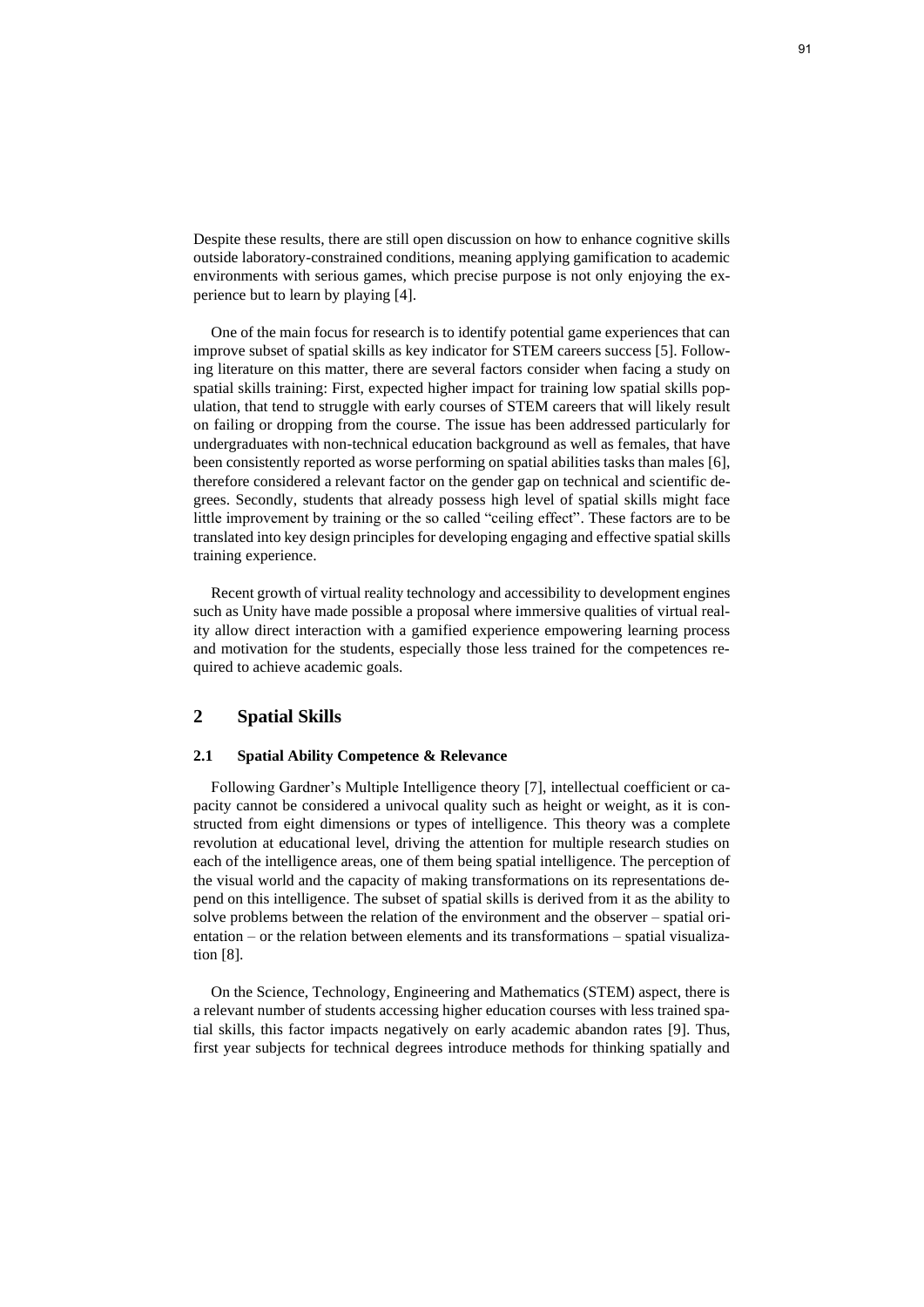Despite these results, there are still open discussion on how to enhance cognitive skills outside laboratory-constrained conditions, meaning applying gamification to academic environments with serious games, which precise purpose is not only enjoying the experience but to learn by playing [4].

One of the main focus for research is to identify potential game experiences that can improve subset of spatial skills as key indicator for STEM careers success [5]. Following literature on this matter, there are several factors consider when facing a study on spatial skills training: First, expected higher impact for training low spatial skills population, that tend to struggle with early courses of STEM careers that will likely result on failing or dropping from the course. The issue has been addressed particularly for undergraduates with non-technical education background as well as females, that have been consistently reported as worse performing on spatial abilities tasks than males [6], therefore considered a relevant factor on the gender gap on technical and scientific degrees. Secondly, students that already possess high level of spatial skills might face little improvement by training or the so called "ceiling effect". These factors are to be translated into key design principles for developing engaging and effective spatial skills training experience.

Recent growth of virtual reality technology and accessibility to development engines such as Unity have made possible a proposal where immersive qualities of virtual reality allow direct interaction with a gamified experience empowering learning process and motivation for the students, especially those less trained for the competences required to achieve academic goals.

## 2 Spatial Skills

### 2.1 Spatial Ability Competence & Relevance

Following Gardner's Multiple Intelligence theory [7], intellectual coefficient or capacity cannot be considered a univocal quality such as height or weight, as it is constructed from eight dimensions or types of intelligence. This theory was a complete revolution at educational level, driving the attention for multiple research studies on each of the intelligence areas, one of them being spatial intelligence. The perception of the visual world and the capacity of making transformations on its representations depend on this intelligence. The subset of spatial skills is derived from it as the ability to solve problems between the relation of the environment and the observer – spatial orientation – or the relation between elements and its transformations – spatial visualization [8].

On the Science, Technology, Engineering and Mathematics (STEM) aspect, there is a relevant number of students accessing higher education courses with less trained spatial skills, this factor impacts negatively on early academic abandon rates [9]. Thus, first year subjects for technical degrees introduce methods for thinking spatially and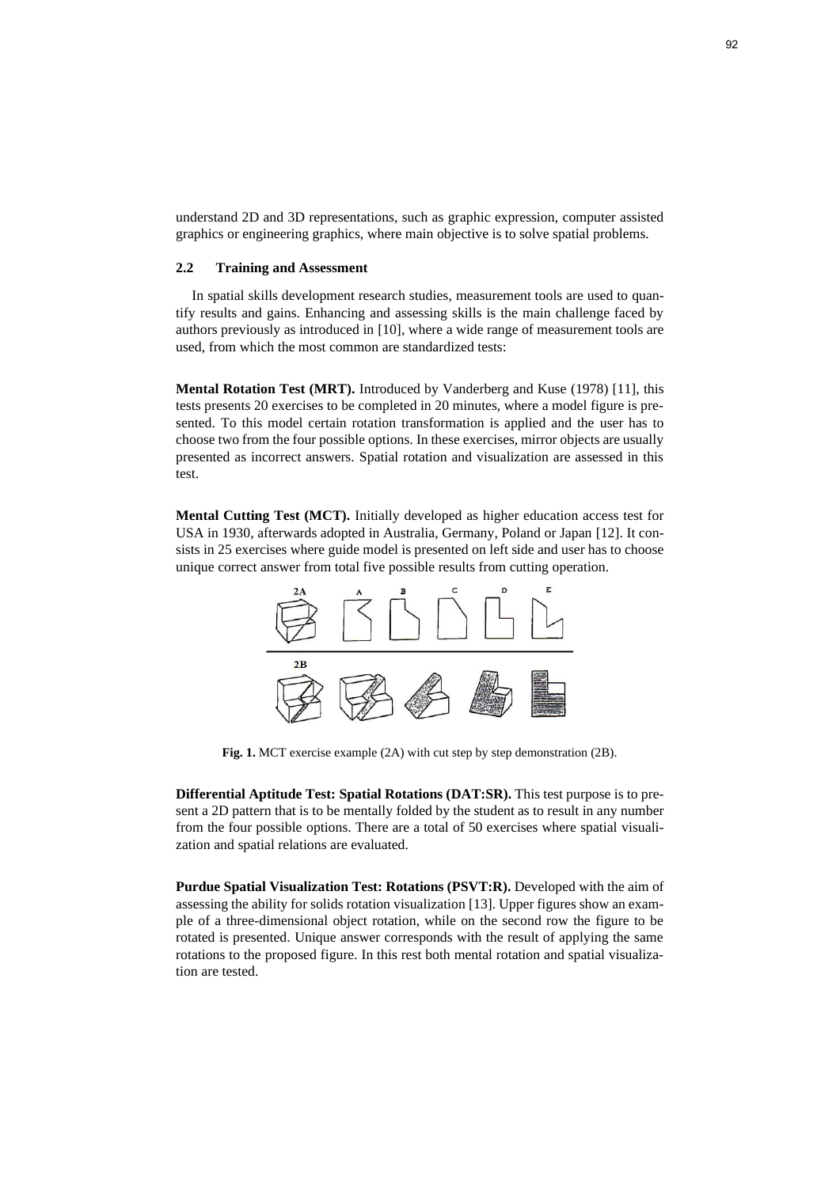understand 2D and 3D representations, such as graphic expression, computer assisted graphics or engineering graphics, where main objective is to solve spatial problems.

### 2.2 Training and Assessment

In spatial skills development research studies, measurement tools are used to quantify results and gains. Enhancing and assessing skills is the main challenge faced by authors previously as introduced in [10], where a wide range of measurement tools are used, from which the most common are standardized tests:

**Mental Rotation Test (MRT).** Introduced by Vanderberg and Kuse (1978) [11], this tests presents 20 exercises to be completed in 20 minutes, where a model figure is presented. To this model certain rotation transformation is applied and the user has to choose two from the four possible options. In these exercises, mirror objects are usually presented as incorrect answers. Spatial rotation and visualization are assessed in this test.

**Mental Cutting Test (MCT).** Initially developed as higher education access test for USA in 1930, afterwards adopted in Australia, Germany, Poland or Japan [12]. It consists in 25 exercises where guide model is presented on left side and user has to choose unique correct answer from total five possible results from cutting operation.

**Fig. 1.** MCT exercise example (2A) with cut step by step demonstration (2B).

**Differential Aptitude Test: Spatial Rotations (DAT:SR).** This test purpose is to present a 2D pattern that is to be mentally folded by the student as to result in any number from the four possible options. There are a total of 50 exercises where spatial visualization and spatial relations are evaluated.

**Purdue Spatial Visualization Test: Rotations (PSVT:R).** Developed with the aim of assessing the ability for solids rotation visualization [13]. Upper figures show an example of a three-dimensional object rotation, while on the second row the figure to be rotated is presented. Unique answer corresponds with the result of applying the same rotations to the proposed figure. In this rest both mental rotation and spatial visualization are tested.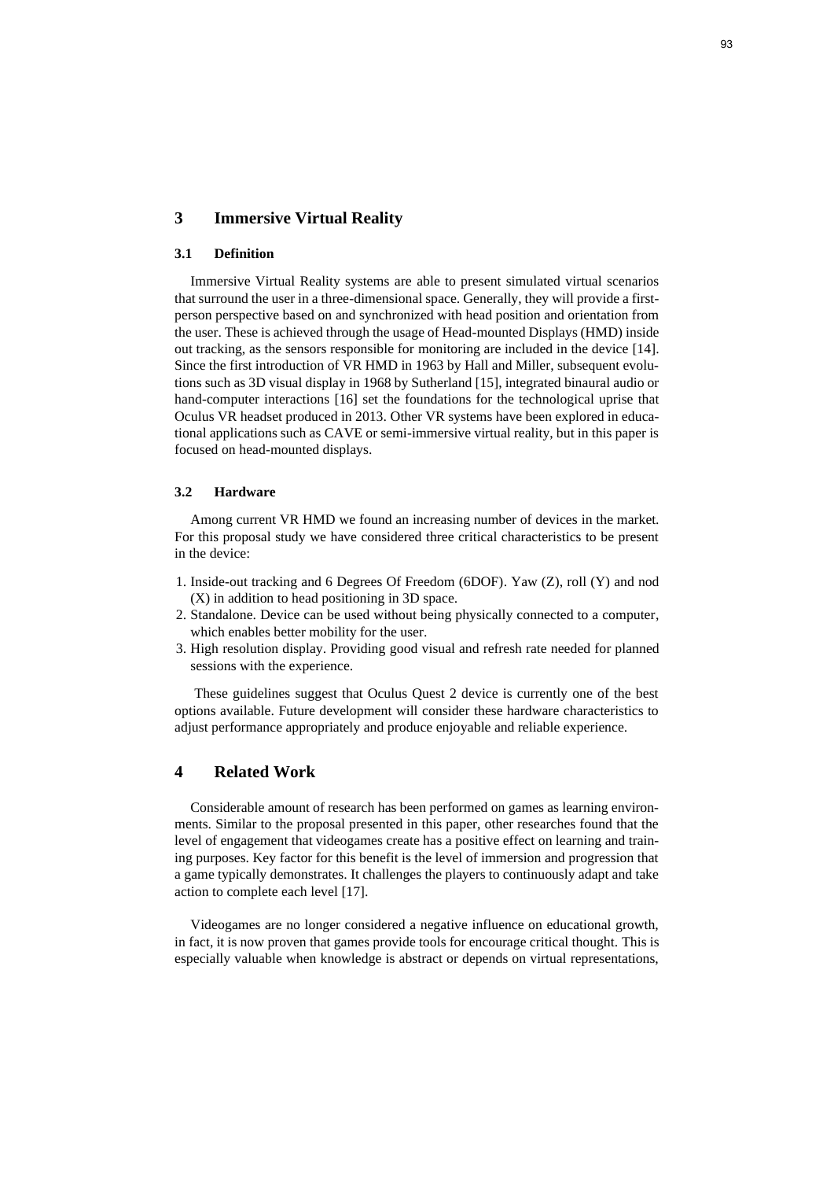## 3 Immersive Virtual Reality

### 3.1 Definition

Immersive Virtual Reality systems are able to present simulated virtual scenarios that surround the user in a three-dimensional space. Generally, they will provide a first-person perspective based on and synchronized with head position and orientation from the user. These is achieved through the usage of Head-mounted Displays (HMD) inside out tracking, as the sensors responsible for monitoring are included in the device [14]. Since the first introduction of VR HMD in 1963 by Hall and Miller, subsequent evolutions such as 3D visual display in 1968 by Sutherland [15], integrated binaural audio or hand-computer interactions [16] set the foundations for the technological uprise that Oculus VR headset produced in 2013. Other VR systems have been explored in educational applications such as CAVE or semi-immersive virtual reality, but in this paper is focused on head-mounted displays.

### 3.2 Hardware

Among current VR HMD we found an increasing number of devices in the market. For this proposal study we have considered three critical characteristics to be present in the device:

1. Inside-out tracking and 6 Degrees Of Freedom (6DOF). Yaw (Z), roll (Y) and nod (X) in addition to head positioning in 3D space.
2. Standalone. Device can be used without being physically connected to a computer, which enables better mobility for the user.
3. High resolution display. Providing good visual and refresh rate needed for planned sessions with the experience.

These guidelines suggest that Oculus Quest 2 device is currently one of the best options available. Future development will consider these hardware characteristics to adjust performance appropriately and produce enjoyable and reliable experience.

## 4 Related Work

Considerable amount of research has been performed on games as learning environments. Similar to the proposal presented in this paper, other researches found that the level of engagement that videogames create has a positive effect on learning and training purposes. Key factor for this benefit is the level of immersion and progression that a game typically demonstrates. It challenges the players to continuously adapt and take action to complete each level [17].

Videogames are no longer considered a negative influence on educational growth, in fact, it is now proven that games provide tools for encourage critical thought. This is especially valuable when knowledge is abstract or depends on virtual representations,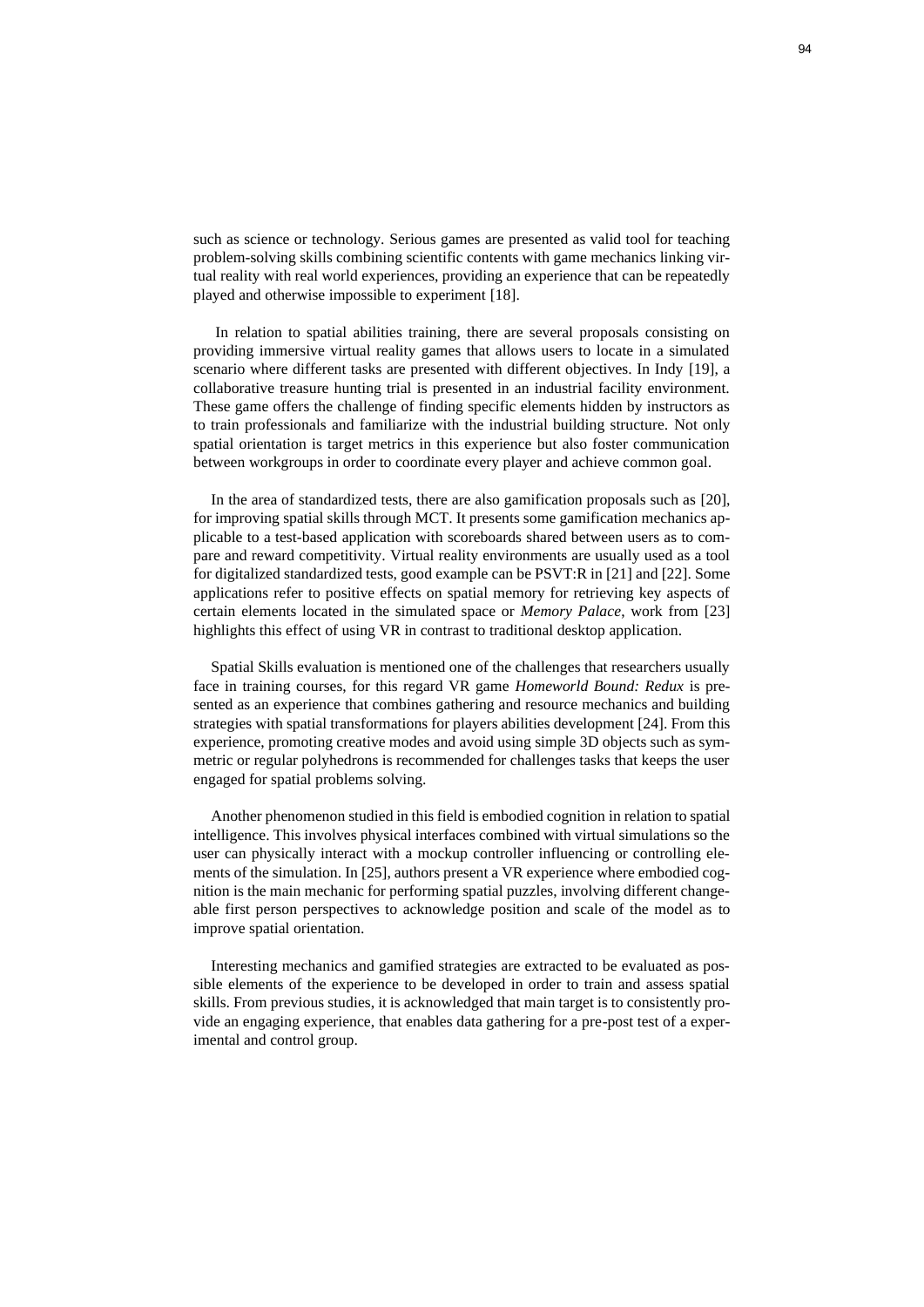such as science or technology. Serious games are presented as valid tool for teaching problem-solving skills combining scientific contents with game mechanics linking virtual reality with real world experiences, providing an experience that can be repeatedly played and otherwise impossible to experiment [18].

In relation to spatial abilities training, there are several proposals consisting on providing immersive virtual reality games that allows users to locate in a simulated scenario where different tasks are presented with different objectives. In Indy [19], a collaborative treasure hunting trial is presented in an industrial facility environment. These game offers the challenge of finding specific elements hidden by instructors as to train professionals and familiarize with the industrial building structure. Not only spatial orientation is target metrics in this experience but also foster communication between workgroups in order to coordinate every player and achieve common goal.

In the area of standardized tests, there are also gamification proposals such as [20], for improving spatial skills through MCT. It presents some gamification mechanics applicable to a test-based application with scoreboards shared between users as to compare and reward competitivity. Virtual reality environments are usually used as a tool for digitalized standardized tests, good example can be PSVT:R in [21] and [22]. Some applications refer to positive effects on spatial memory for retrieving key aspects of certain elements located in the simulated space or *Memory Palace*, work from [23] highlights this effect of using VR in contrast to traditional desktop application.

Spatial Skills evaluation is mentioned one of the challenges that researchers usually face in training courses, for this regard VR game *Homeworld Bound: Redux* is presented as an experience that combines gathering and resource mechanics and building strategies with spatial transformations for players abilities development [24]. From this experience, promoting creative modes and avoid using simple 3D objects such as symmetric or regular polyhedrons is recommended for challenges tasks that keeps the user engaged for spatial problems solving.

Another phenomenon studied in this field is embodied cognition in relation to spatial intelligence. This involves physical interfaces combined with virtual simulations so the user can physically interact with a mockup controller influencing or controlling elements of the simulation. In [25], authors present a VR experience where embodied cognition is the main mechanic for performing spatial puzzles, involving different changeable first person perspectives to acknowledge position and scale of the model as to improve spatial orientation.

Interesting mechanics and gamified strategies are extracted to be evaluated as possible elements of the experience to be developed in order to train and assess spatial skills. From previous studies, it is acknowledged that main target is to consistently provide an engaging experience, that enables data gathering for a pre-post test of a experimental and control group.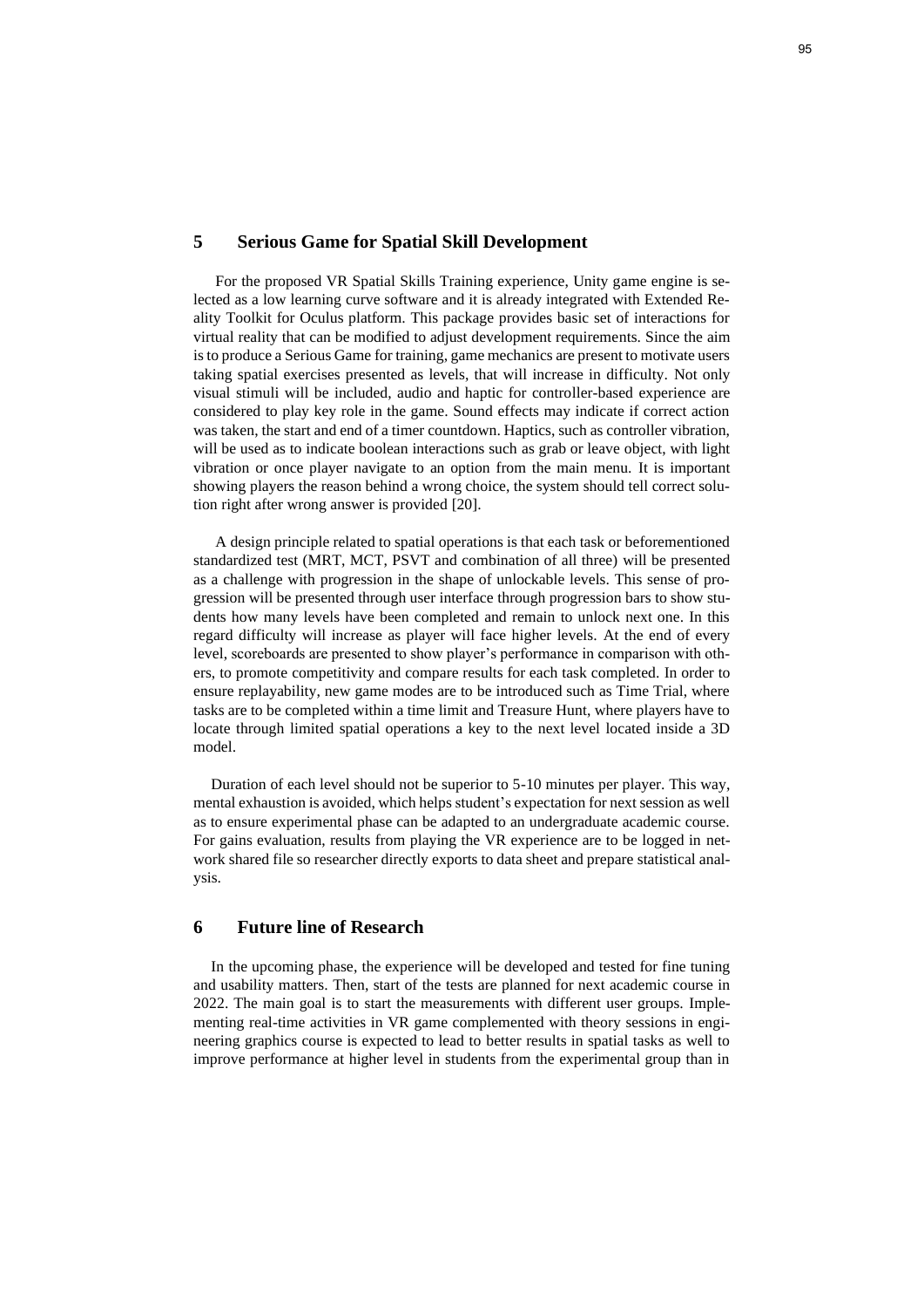## 5 Serious Game for Spatial Skill Development

For the proposed VR Spatial Skills Training experience, Unity game engine is selected as a low learning curve software and it is already integrated with Extended Reality Toolkit for Oculus platform. This package provides basic set of interactions for virtual reality that can be modified to adjust development requirements. Since the aim is to produce a Serious Game for training, game mechanics are present to motivate users taking spatial exercises presented as levels, that will increase in difficulty. Not only visual stimuli will be included, audio and haptic for controller-based experience are considered to play key role in the game. Sound effects may indicate if correct action was taken, the start and end of a timer countdown. Haptics, such as controller vibration, will be used as to indicate boolean interactions such as grab or leave object, with light vibration or once player navigate to an option from the main menu. It is important showing players the reason behind a wrong choice, the system should tell correct solution right after wrong answer is provided [20].

A design principle related to spatial operations is that each task or beforementioned standardized test (MRT, MCT, PSVT and combination of all three) will be presented as a challenge with progression in the shape of unlockable levels. This sense of progression will be presented through user interface through progression bars to show students how many levels have been completed and remain to unlock next one. In this regard difficulty will increase as player will face higher levels. At the end of every level, scoreboards are presented to show player's performance in comparison with others, to promote competitivity and compare results for each task completed. In order to ensure replayability, new game modes are to be introduced such as Time Trial, where tasks are to be completed within a time limit and Treasure Hunt, where players have to locate through limited spatial operations a key to the next level located inside a 3D model.

Duration of each level should not be superior to 5-10 minutes per player. This way, mental exhaustion is avoided, which helps student's expectation for next session as well as to ensure experimental phase can be adapted to an undergraduate academic course. For gains evaluation, results from playing the VR experience are to be logged in network shared file so researcher directly exports to data sheet and prepare statistical analysis.

## 6 Future line of Research

In the upcoming phase, the experience will be developed and tested for fine tuning and usability matters. Then, start of the tests are planned for next academic course in 2022. The main goal is to start the measurements with different user groups. Implementing real-time activities in VR game complemented with theory sessions in engineering graphics course is expected to lead to better results in spatial tasks as well to improve performance at higher level in students from the experimental group than in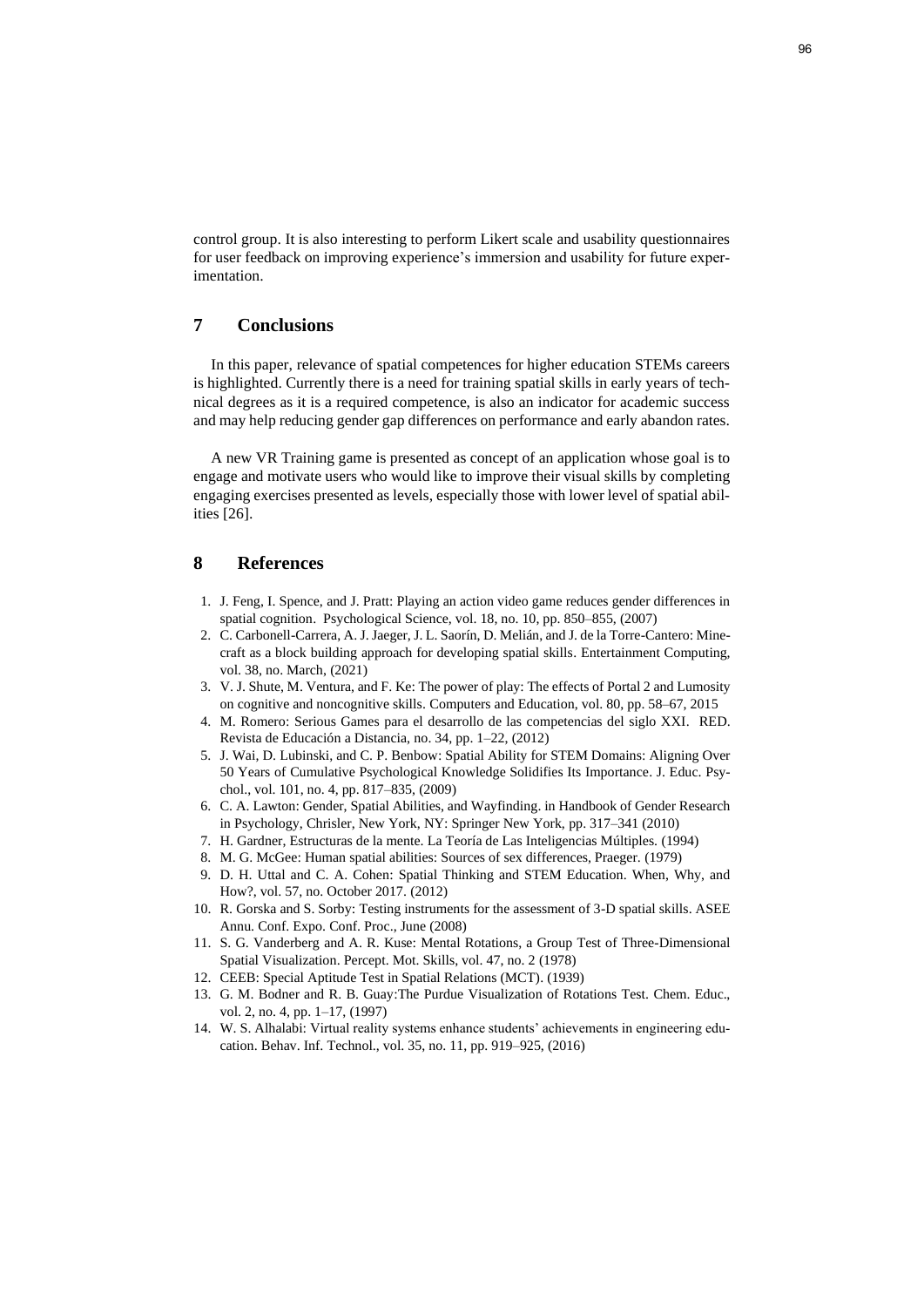control group. It is also interesting to perform Likert scale and usability questionnaires for user feedback on improving experience's immersion and usability for future experimentation.

## 7 Conclusions

In this paper, relevance of spatial competences for higher education STEMs careers is highlighted. Currently there is a need for training spatial skills in early years of technical degrees as it is a required competence, is also an indicator for academic success and may help reducing gender gap differences on performance and early abandon rates.

A new VR Training game is presented as concept of an application whose goal is to engage and motivate users who would like to improve their visual skills by completing engaging exercises presented as levels, especially those with lower level of spatial abilities [26].

## 8 References

1. J. Feng, I. Spence, and J. Pratt: Playing an action video game reduces gender differences in spatial cognition. Psychological Science, vol. 18, no. 10, pp. 850–855, (2007)
2. C. Carbonell-Carrera, A. J. Jaeger, J. L. Saorín, D. Melián, and J. de la Torre-Cantero: Minecraft as a block building approach for developing spatial skills. Entertainment Computing, vol. 38, no. March, (2021)
3. V. J. Shute, M. Ventura, and F. Ke: The power of play: The effects of Portal 2 and Lumosity on cognitive and noncognitive skills. Computers and Education, vol. 80, pp. 58–67, 2015
4. M. Romero: Serious Games para el desarrollo de las competencias del siglo XXI. RED. Revista de Educación a Distancia, no. 34, pp. 1–22, (2012)
5. J. Wai, D. Lubinski, and C. P. Benbow: Spatial Ability for STEM Domains: Aligning Over 50 Years of Cumulative Psychological Knowledge Solidifies Its Importance. J. Educ. Psychol., vol. 101, no. 4, pp. 817–835, (2009)
6. C. A. Lawton: Gender, Spatial Abilities, and Wayfinding. in Handbook of Gender Research in Psychology, Chrisler, New York, NY: Springer New York, pp. 317–341 (2010)
7. H. Gardner, Estructuras de la mente. La Teoría de Las Inteligencias Múltiples. (1994)
8. M. G. McGee: Human spatial abilities: Sources of sex differences, Praeger. (1979)
9. D. H. Uttal and C. A. Cohen: Spatial Thinking and STEM Education. When, Why, and How?, vol. 57, no. October 2017. (2012)
10. R. Gorska and S. Sorby: Testing instruments for the assessment of 3-D spatial skills. ASEE Annu. Conf. Expo. Conf. Proc., June (2008)
11. S. G. Vanderberg and A. R. Kuse: Mental Rotations, a Group Test of Three-Dimensional Spatial Visualization. Percept. Mot. Skills, vol. 47, no. 2 (1978)
12. CEEB: Special Aptitude Test in Spatial Relations (MCT). (1939)
13. G. M. Bodner and R. B. Guay:The Purdue Visualization of Rotations Test. Chem. Educ., vol. 2, no. 4, pp. 1–17, (1997)
14. W. S. Alhalabi: Virtual reality systems enhance students' achievements in engineering education. Behav. Inf. Technol., vol. 35, no. 11, pp. 919–925, (2016)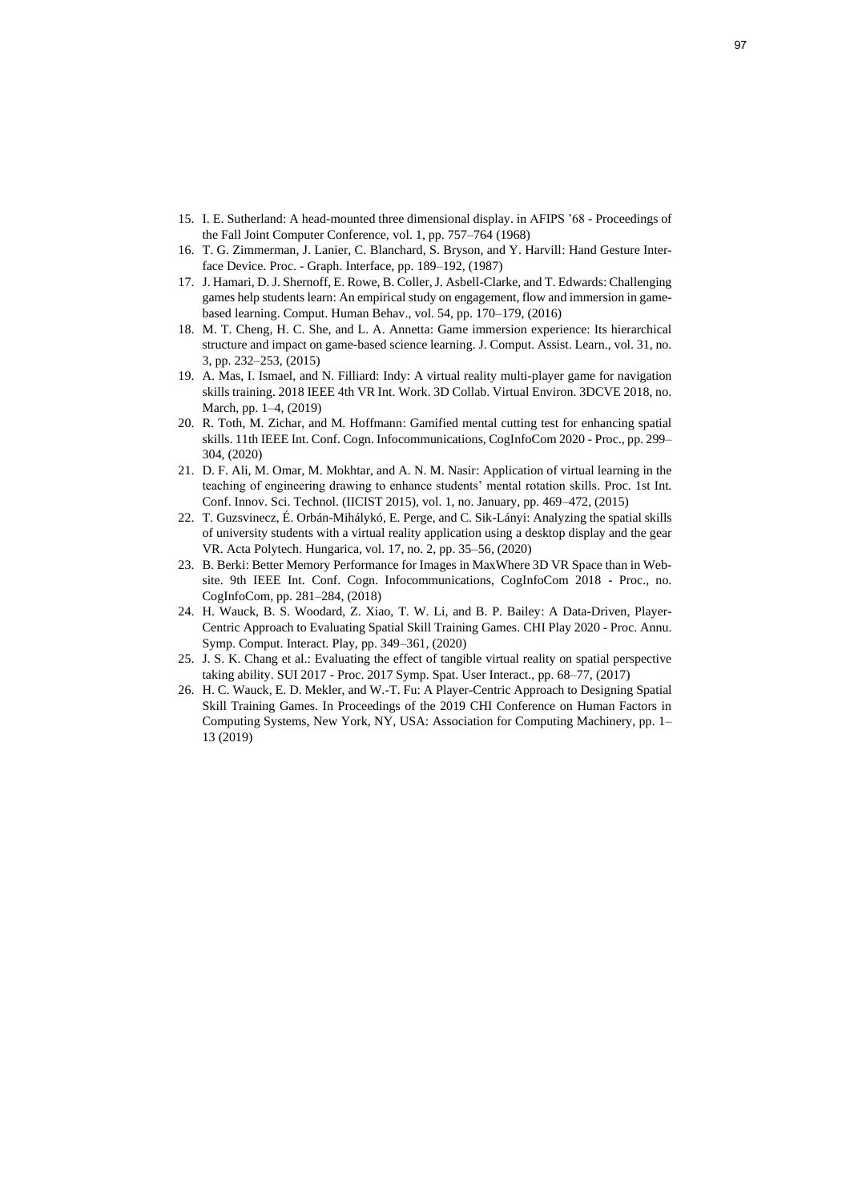15. I. E. Sutherland: A head-mounted three dimensional display. in AFIPS ’68 - Proceedings of the Fall Joint Computer Conference, vol. 1, pp. 757–764 (1968)
16. T. G. Zimmerman, J. Lanier, C. Blanchard, S. Bryson, and Y. Harvill: Hand Gesture Interface Device. Proc. - Graph. Interface, pp. 189–192, (1987)
17. J. Hamari, D. J. Shernoff, E. Rowe, B. Coller, J. Asbell-Clarke, and T. Edwards: Challenging games help students learn: An empirical study on engagement, flow and immersion in game-based learning. Comput. Human Behav., vol. 54, pp. 170–179, (2016)
18. M. T. Cheng, H. C. She, and L. A. Annetta: Game immersion experience: Its hierarchical structure and impact on game-based science learning. J. Comput. Assist. Learn., vol. 31, no. 3, pp. 232–253, (2015)
19. A. Mas, I. Ismael, and N. Filliard: Indy: A virtual reality multi-player game for navigation skills training. 2018 IEEE 4th VR Int. Work. 3D Collab. Virtual Environ. 3DCVE 2018, no. March, pp. 1–4, (2019)
20. R. Toth, M. Zichar, and M. Hoffmann: Gamified mental cutting test for enhancing spatial skills. 11th IEEE Int. Conf. Cogn. Infocommunications, CogInfoCom 2020 - Proc., pp. 299–304, (2020)
21. D. F. Ali, M. Omar, M. Mokhtar, and A. N. M. Nasir: Application of virtual learning in the teaching of engineering drawing to enhance students’ mental rotation skills. Proc. 1st Int. Conf. Innov. Sci. Technol. (IICIST 2015), vol. 1, no. January, pp. 469–472, (2015)
22. T. Guzsvinecz, É. Orbán-Mihálykó, E. Perge, and C. Sik-Lányi: Analyzing the spatial skills of university students with a virtual reality application using a desktop display and the gear VR. Acta Polytech. Hungarica, vol. 17, no. 2, pp. 35–56, (2020)
23. B. Berki: Better Memory Performance for Images in MaxWhere 3D VR Space than in Website. 9th IEEE Int. Conf. Cogn. Infocommunications, CogInfoCom 2018 - Proc., no. CogInfoCom, pp. 281–284, (2018)
24. H. Wauck, B. S. Woodard, Z. Xiao, T. W. Li, and B. P. Bailey: A Data-Driven, Player-Centric Approach to Evaluating Spatial Skill Training Games. CHI Play 2020 - Proc. Annu. Symp. Comput. Interact. Play, pp. 349–361, (2020)
25. J. S. K. Chang et al.: Evaluating the effect of tangible virtual reality on spatial perspective taking ability. SUI 2017 - Proc. 2017 Symp. Spat. User Interact., pp. 68–77, (2017)
26. H. C. Wauck, E. D. Mekler, and W.-T. Fu: A Player-Centric Approach to Designing Spatial Skill Training Games. In Proceedings of the 2019 CHI Conference on Human Factors in Computing Systems, New York, NY, USA: Association for Computing Machinery, pp. 1–13 (2019)